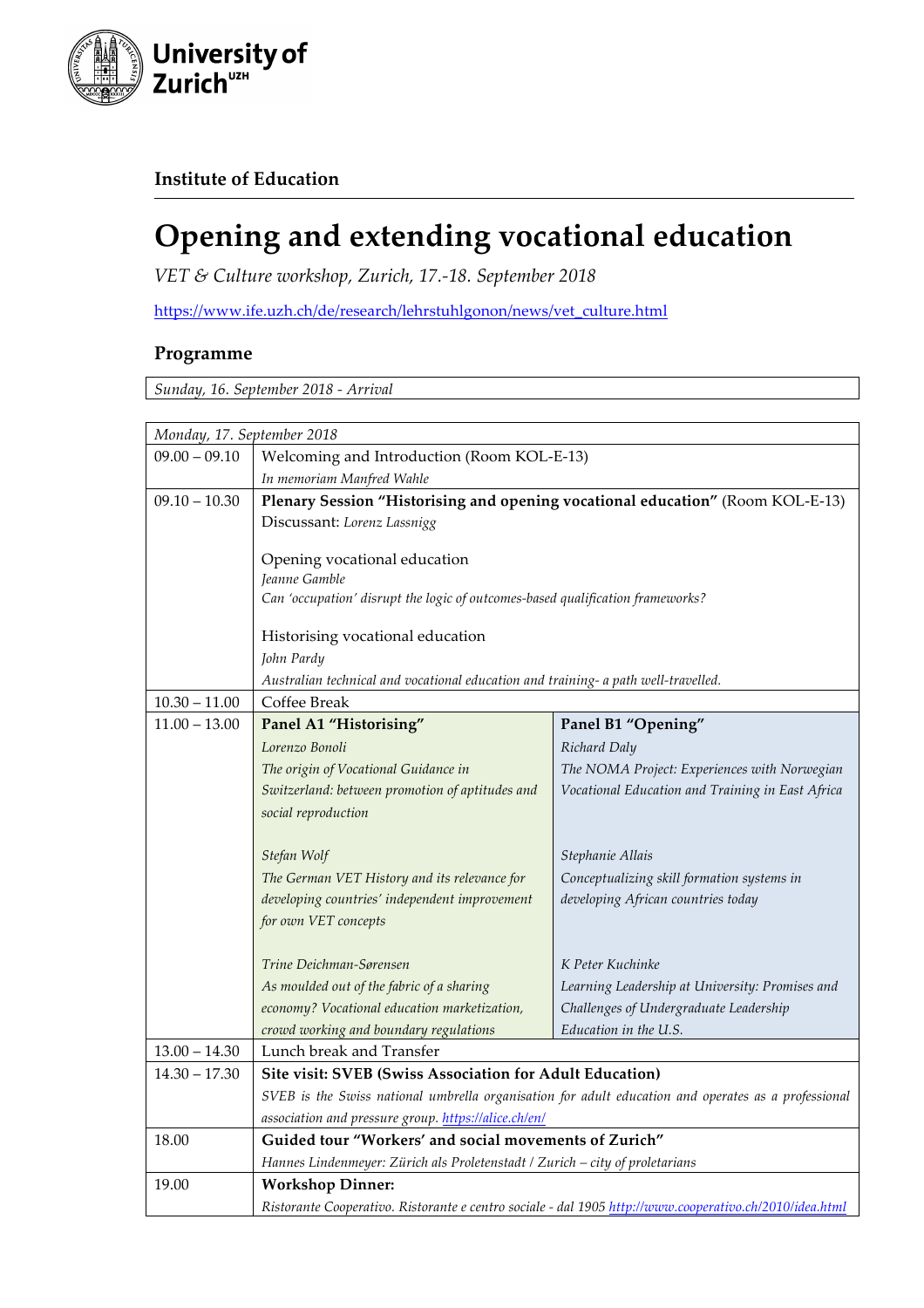**University of Zurich**[UZH]

**Institute of Education**

# Opening and extending vocational education

*VET & Culture workshop, Zurich, 17.-18. September 2018*

https://www.ife.uzh.ch/de/research/lehrstuhlgonon/news/vet_culture.html

## Programme

| *Sunday, 16. September 2018 - Arrival* |
|---|

| *Monday, 17. September 2018* | | |
|---|---|---|
| 09.00 – 09.10 | Welcoming and Introduction (Room KOL-E-13)<br>*In memoriam Manfred Wahle* | |
| 09.10 – 10.30 | **Plenary Session "Historising and opening vocational education"** (Room KOL-E-13)<br>Discussant: *Lorenz Lassnigg*<br><br>Opening vocational education<br>*Jeanne Gamble*<br>*Can 'occupation' disrupt the logic of outcomes-based qualification frameworks?*<br><br>Historising vocational education<br>*John Pardy*<br>*Australian technical and vocational education and training- a path well-travelled.* | |
| 10.30 – 11.00 | Coffee Break | |
| 11.00 – 13.00 | **Panel A1 "Historising"**<br>*Lorenzo Bonoli*<br>*The origin of Vocational Guidance in Switzerland: between promotion of aptitudes and social reproduction*<br><br>*Stefan Wolf*<br>*The German VET History and its relevance for developing countries' independent improvement for own VET concepts*<br><br>*Trine Deichman-Sørensen*<br>*As moulded out of the fabric of a sharing economy? Vocational education marketization, crowd working and boundary regulations* | **Panel B1 "Opening"**<br>*Richard Daly*<br>*The NOMA Project: Experiences with Norwegian Vocational Education and Training in East Africa*<br><br>*Stephanie Allais*<br>*Conceptualizing skill formation systems in developing African countries today*<br><br>*K Peter Kuchinke*<br>*Learning Leadership at University: Promises and Challenges of Undergraduate Leadership Education in the U.S.* |
| 13.00 – 14.30 | Lunch break and Transfer | |
| 14.30 – 17.30 | **Site visit: SVEB (Swiss Association for Adult Education)**<br>*SVEB is the Swiss national umbrella organisation for adult education and operates as a professional association and pressure group.* *https://alice.ch/en/* | |
| 18.00 | **Guided tour "Workers' and social movements of Zurich"**<br>*Hannes Lindenmeyer: Zürich als Proletenstadt / Zurich – city of proletarians* | |
| 19.00 | **Workshop Dinner:**<br>*Ristorante Cooperativo. Ristorante e centro sociale - dal 1905* *http://www.cooperativo.ch/2010/idea.html* | |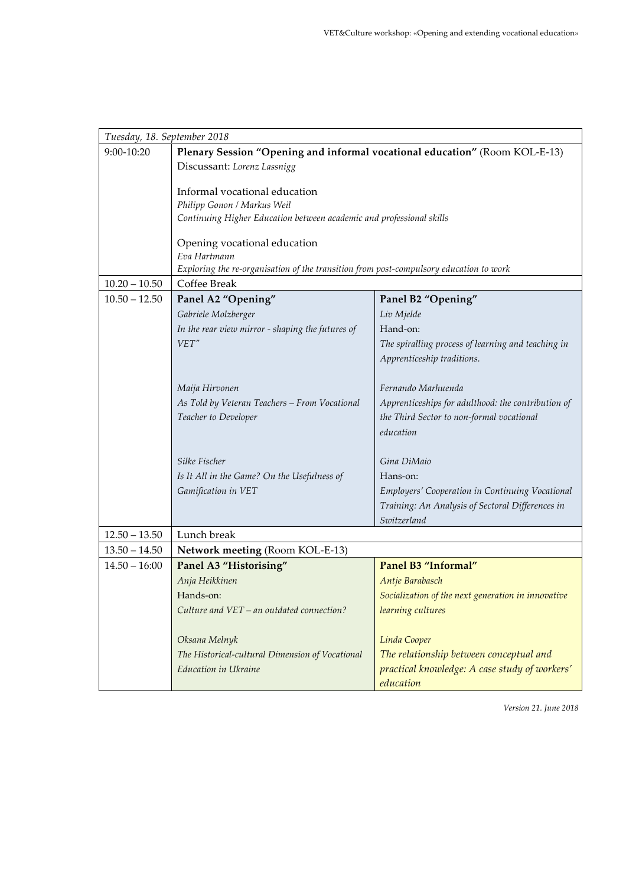| Tuesday, 18. September 2018 | | |
|---|---|---|
| 9:00-10:20 | **Plenary Session "Opening and informal vocational education"** (Room KOL-E-13)<br>Discussant: *Lorenz Lassnigg*<br><br>Informal vocational education<br>*Philipp Gonon / Markus Weil*<br>*Continuing Higher Education between academic and professional skills*<br><br>Opening vocational education<br>*Eva Hartmann*<br>*Exploring the re-organisation of the transition from post-compulsory education to work* | |
| 10.20 – 10.50 | Coffee Break | |
| 10.50 – 12.50 | **Panel A2 "Opening"**<br>*Gabriele Molzberger*<br>*In the rear view mirror - shaping the futures of VET"*<br><br>*Maija Hirvonen*<br>*As Told by Veteran Teachers – From Vocational Teacher to Developer*<br><br>*Silke Fischer*<br>*Is It All in the Game? On the Usefulness of Gamification in VET* | **Panel B2 "Opening"**<br>*Liv Mjelde*<br>Hand-on:<br>*The spiralling process of learning and teaching in Apprenticeship traditions.*<br><br>*Fernando Marhuenda*<br>*Apprenticeships for adulthood: the contribution of the Third Sector to non-formal vocational education*<br><br>*Gina DiMaio*<br>Hans-on:<br>*Employers' Cooperation in Continuing Vocational Training: An Analysis of Sectoral Differences in Switzerland* |
| 12.50 – 13.50 | Lunch break | |
| 13.50 – 14.50 | **Network meeting** (Room KOL-E-13) | |
| 14.50 – 16:00 | **Panel A3 "Historising"**<br>*Anja Heikkinen*<br>Hands-on:<br>*Culture and VET – an outdated connection?*<br><br>*Oksana Melnyk*<br>*The Historical-cultural Dimension of Vocational Education in Ukraine* | **Panel B3 "Informal"**<br>*Antje Barabasch*<br>*Socialization of the next generation in innovative learning cultures*<br><br>*Linda Cooper*<br>*The relationship between conceptual and practical knowledge: A case study of workers' education* |

*Version 21. June 2018*